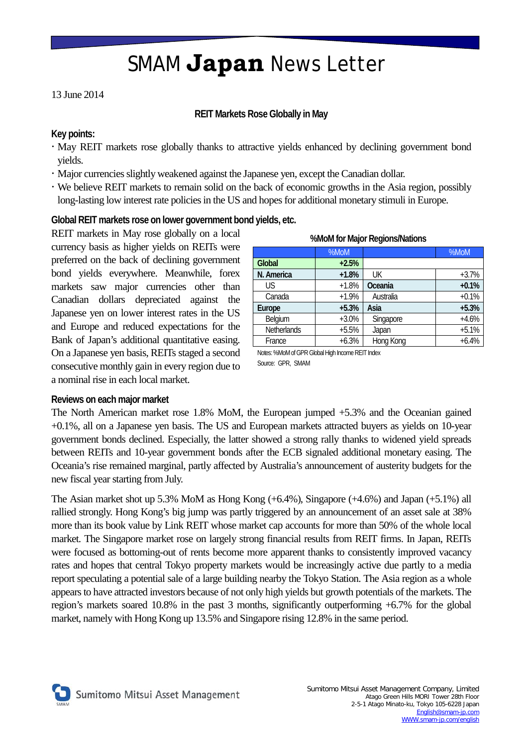# SMAM **Japan** News Letter

13 June 2014

### REIT Markets Rose Globally in May

**Key points:**

- May REIT markets rose globally thanks to attractive yields enhanced by declining government bond yields.
- Major currencies slightly weakened against the Japanese yen, except the Canadian dollar.
- We believe REIT markets to remain solid on the back of economic growths in the Asia region, possibly long-lasting low interest rate policies in the US and hopes for additional monetary stimuli in Europe.

### Global REIT markets rose on lower government bond yields, etc.

REIT markets in May rose globally on a local currency basis as higher yields on REITs were preferred on the back of declining government bond yields everywhere. Meanwhile, forex markets saw major currencies other than Canadian dollars depreciated against the Japanese yen on lower interest rates in the US and Europe and reduced expectations for the Bank of Japan's additional quantitative easing. On a Japanese yen basis, REITs staged a second consecutive monthly gain in every region due to a nominal rise in each local market.

**%MoM for Major Regions/Nations**

| | %MoM | | %MoM |
|---|---|---|---|
| **Global** | **+2.5%** | | |
| **N. America** | **+1.8%** | UK | +3.7% |
| US | +1.8% | **Oceania** | **+0.1%** |
| Canada | +1.9% | Australia | +0.1% |
| **Europe** | **+5.3%** | **Asia** | **+5.3%** |
| Belgium | +3.0% | Singapore | +4.6% |
| Netherlands | +5.5% | Japan | +5.1% |
| France | +6.3% | Hong Kong | +6.4% |

Notes: %MoM of GPR Global High Income REIT Index

Source: GPR, SMAM

### Reviews on each major market

The North American market rose 1.8% MoM, the European jumped +5.3% and the Oceanian gained +0.1%, all on a Japanese yen basis. The US and European markets attracted buyers as yields on 10-year government bonds declined. Especially, the latter showed a strong rally thanks to widened yield spreads between REITs and 10-year government bonds after the ECB signaled additional monetary easing. The Oceania's rise remained marginal, partly affected by Australia's announcement of austerity budgets for the new fiscal year starting from July.

The Asian market shot up 5.3% MoM as Hong Kong (+6.4%), Singapore (+4.6%) and Japan (+5.1%) all rallied strongly. Hong Kong's big jump was partly triggered by an announcement of an asset sale at 38% more than its book value by Link REIT whose market cap accounts for more than 50% of the whole local market. The Singapore market rose on largely strong financial results from REIT firms. In Japan, REITs were focused as bottoming-out of rents become more apparent thanks to consistently improved vacancy rates and hopes that central Tokyo property markets would be increasingly active due partly to a media report speculating a potential sale of a large building nearby the Tokyo Station. The Asia region as a whole appears to have attracted investors because of not only high yields but growth potentials of the markets. The region's markets soared 10.8% in the past 3 months, significantly outperforming +6.7% for the global market, namely with Hong Kong up 13.5% and Singapore rising 12.8% in the same period.

Sumitomo Mitsui Asset Management

Sumitomo Mitsui Asset Management Company, Limited
Atago Green Hills MORI Tower 28th Floor
2-5-1 Atago Minato-ku, Tokyo 105-6228 Japan
English@smam-jp.com
WWW.smam-jp.com/english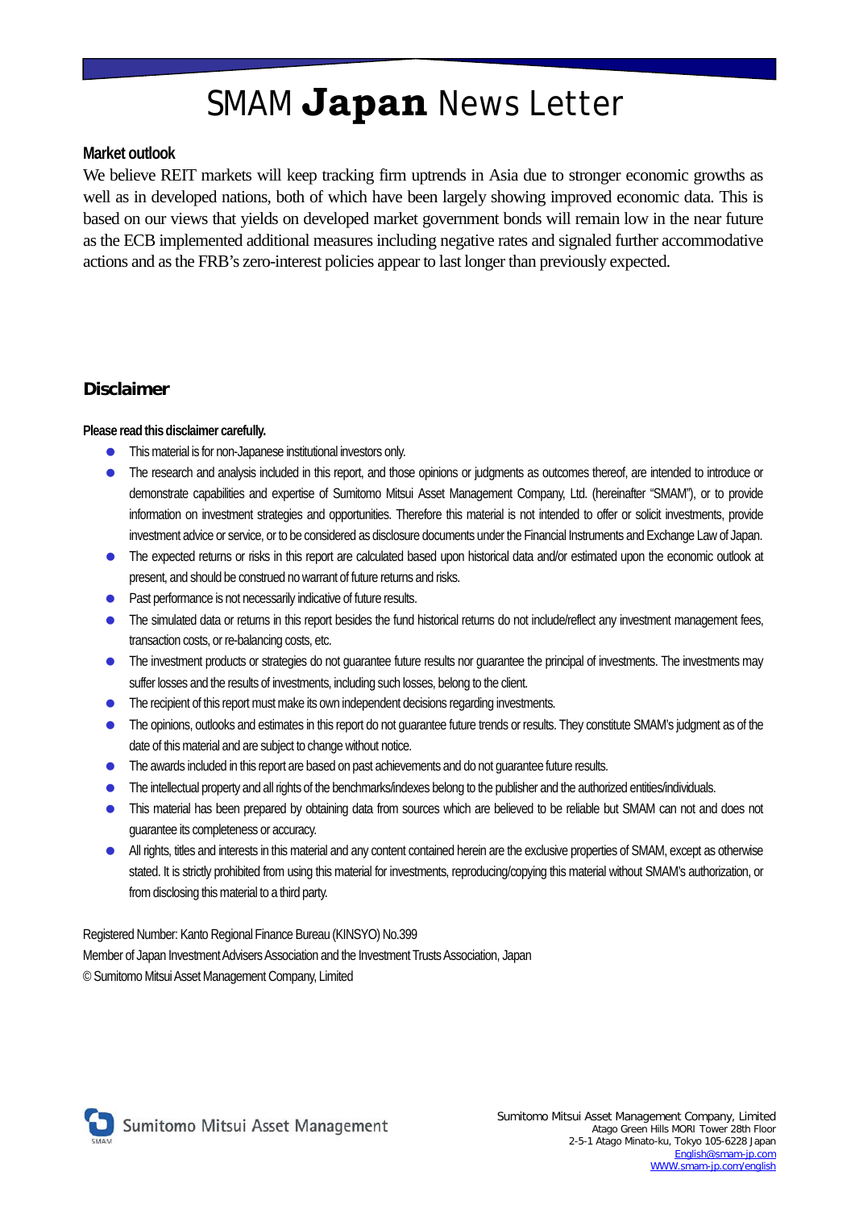# SMAM **Japan** News Letter

### Market outlook

We believe REIT markets will keep tracking firm uptrends in Asia due to stronger economic growths as well as in developed nations, both of which have been largely showing improved economic data. This is based on our views that yields on developed market government bonds will remain low in the near future as the ECB implemented additional measures including negative rates and signaled further accommodative actions and as the FRB's zero-interest policies appear to last longer than previously expected.

## Disclaimer

**Please read this disclaimer carefully.**

- This material is for non-Japanese institutional investors only.
- The research and analysis included in this report, and those opinions or judgments as outcomes thereof, are intended to introduce or demonstrate capabilities and expertise of Sumitomo Mitsui Asset Management Company, Ltd. (hereinafter "SMAM"), or to provide information on investment strategies and opportunities. Therefore this material is not intended to offer or solicit investments, provide investment advice or service, or to be considered as disclosure documents under the Financial Instruments and Exchange Law of Japan.
- The expected returns or risks in this report are calculated based upon historical data and/or estimated upon the economic outlook at present, and should be construed no warrant of future returns and risks.
- Past performance is not necessarily indicative of future results.
- The simulated data or returns in this report besides the fund historical returns do not include/reflect any investment management fees, transaction costs, or re-balancing costs, etc.
- The investment products or strategies do not guarantee future results nor guarantee the principal of investments. The investments may suffer losses and the results of investments, including such losses, belong to the client.
- The recipient of this report must make its own independent decisions regarding investments.
- The opinions, outlooks and estimates in this report do not guarantee future trends or results. They constitute SMAM's judgment as of the date of this material and are subject to change without notice.
- The awards included in this report are based on past achievements and do not guarantee future results.
- The intellectual property and all rights of the benchmarks/indexes belong to the publisher and the authorized entities/individuals.
- This material has been prepared by obtaining data from sources which are believed to be reliable but SMAM can not and does not guarantee its completeness or accuracy.
- All rights, titles and interests in this material and any content contained herein are the exclusive properties of SMAM, except as otherwise stated. It is strictly prohibited from using this material for investments, reproducing/copying this material without SMAM's authorization, or from disclosing this material to a third party.

Registered Number: Kanto Regional Finance Bureau (KINSYO) No.399

Member of Japan Investment Advisers Association and the Investment Trusts Association, Japan

© Sumitomo Mitsui Asset Management Company, Limited

Sumitomo Mitsui Asset Management

Sumitomo Mitsui Asset Management Company, Limited
Atago Green Hills MORI Tower 28th Floor
2-5-1 Atago Minato-ku, Tokyo 105-6228 Japan
English@smam-jp.com
WWW.smam-jp.com/english